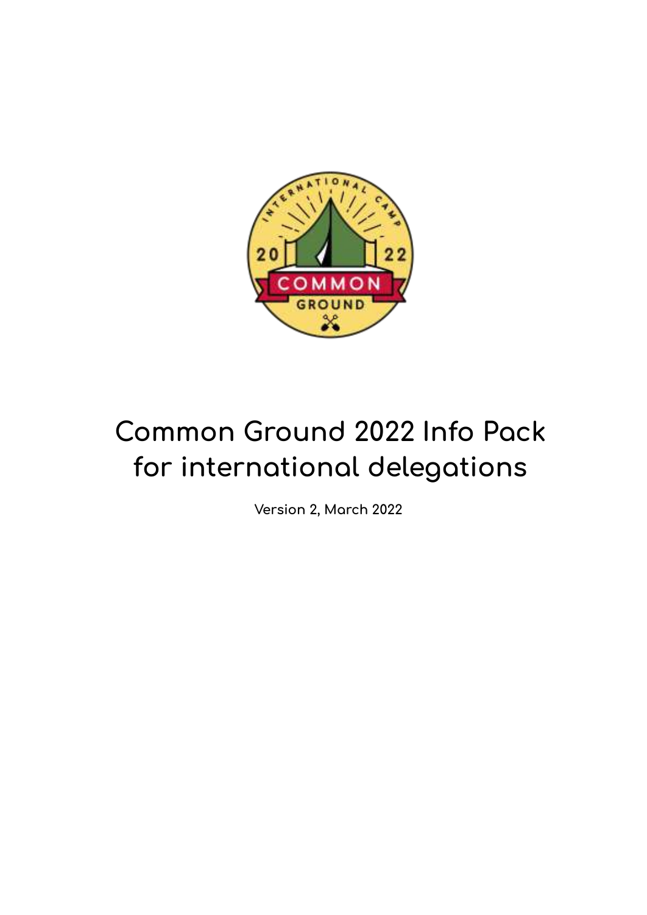# Common Ground 2022 Info Pack for international delegations

Version 2, March 2022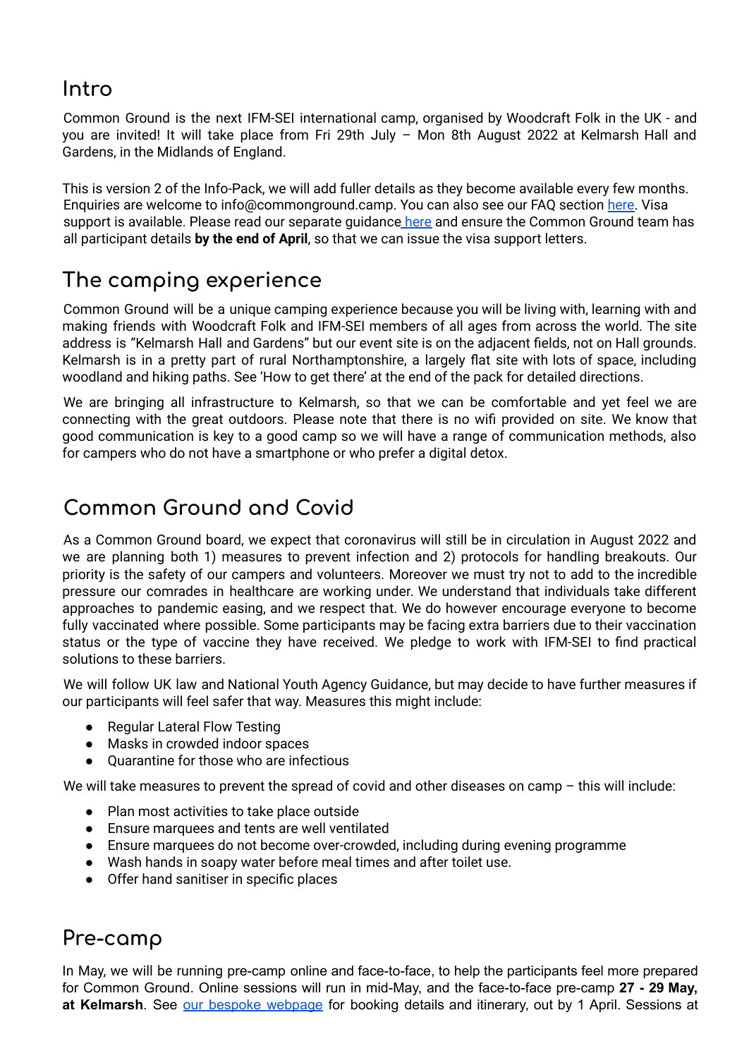## Intro

Common Ground is the next IFM-SEI international camp, organised by Woodcraft Folk in the UK - and you are invited! It will take place from Fri 29th July – Mon 8th August 2022 at Kelmarsh Hall and Gardens, in the Midlands of England.

This is version 2 of the Info-Pack, we will add fuller details as they become available every few months. Enquiries are welcome to info@commonground.camp. You can also see our FAQ section here. Visa support is available. Please read our separate guidance here and ensure the Common Ground team has all participant details **by the end of April**, so that we can issue the visa support letters.

## The camping experience

Common Ground will be a unique camping experience because you will be living with, learning with and making friends with Woodcraft Folk and IFM-SEI members of all ages from across the world. The site address is "Kelmarsh Hall and Gardens" but our event site is on the adjacent fields, not on Hall grounds. Kelmarsh is in a pretty part of rural Northamptonshire, a largely flat site with lots of space, including woodland and hiking paths. See 'How to get there' at the end of the pack for detailed directions.

We are bringing all infrastructure to Kelmarsh, so that we can be comfortable and yet feel we are connecting with the great outdoors. Please note that there is no wifi provided on site. We know that good communication is key to a good camp so we will have a range of communication methods, also for campers who do not have a smartphone or who prefer a digital detox.

## Common Ground and Covid

As a Common Ground board, we expect that coronavirus will still be in circulation in August 2022 and we are planning both 1) measures to prevent infection and 2) protocols for handling breakouts. Our priority is the safety of our campers and volunteers. Moreover we must try not to add to the incredible pressure our comrades in healthcare are working under. We understand that individuals take different approaches to pandemic easing, and we respect that. We do however encourage everyone to become fully vaccinated where possible. Some participants may be facing extra barriers due to their vaccination status or the type of vaccine they have received. We pledge to work with IFM-SEI to find practical solutions to these barriers.

We will follow UK law and National Youth Agency Guidance, but may decide to have further measures if our participants will feel safer that way. Measures this might include:

- Regular Lateral Flow Testing
- Masks in crowded indoor spaces
- Quarantine for those who are infectious

We will take measures to prevent the spread of covid and other diseases on camp – this will include:

- Plan most activities to take place outside
- Ensure marquees and tents are well ventilated
- Ensure marquees do not become over-crowded, including during evening programme
- Wash hands in soapy water before meal times and after toilet use.
- Offer hand sanitiser in specific places

## Pre-camp

In May, we will be running pre-camp online and face-to-face, to help the participants feel more prepared for Common Ground. Online sessions will run in mid-May, and the face-to-face pre-camp **27 - 29 May, at Kelmarsh**. See our bespoke webpage for booking details and itinerary, out by 1 April. Sessions at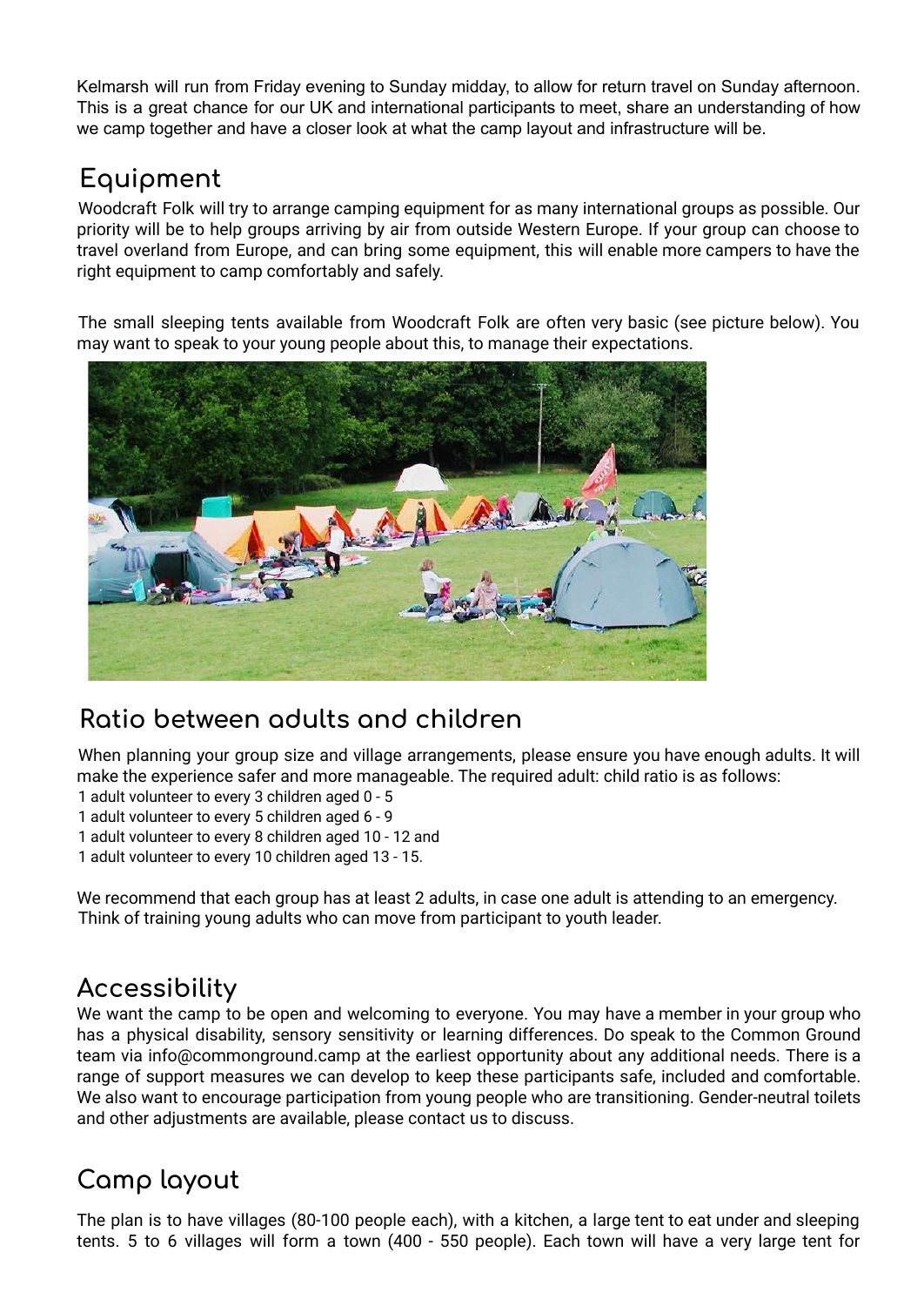Kelmarsh will run from Friday evening to Sunday midday, to allow for return travel on Sunday afternoon. This is a great chance for our UK and international participants to meet, share an understanding of how we camp together and have a closer look at what the camp layout and infrastructure will be.

## Equipment

Woodcraft Folk will try to arrange camping equipment for as many international groups as possible. Our priority will be to help groups arriving by air from outside Western Europe. If your group can choose to travel overland from Europe, and can bring some equipment, this will enable more campers to have the right equipment to camp comfortably and safely.

The small sleeping tents available from Woodcraft Folk are often very basic (see picture below). You may want to speak to your young people about this, to manage their expectations.

## Ratio between adults and children

When planning your group size and village arrangements, please ensure you have enough adults. It will make the experience safer and more manageable. The required adult: child ratio is as follows:

1 adult volunteer to every 3 children aged 0 - 5
1 adult volunteer to every 5 children aged 6 - 9
1 adult volunteer to every 8 children aged 10 - 12 and
1 adult volunteer to every 10 children aged 13 - 15.

We recommend that each group has at least 2 adults, in case one adult is attending to an emergency. Think of training young adults who can move from participant to youth leader.

## Accessibility

We want the camp to be open and welcoming to everyone. You may have a member in your group who has a physical disability, sensory sensitivity or learning differences. Do speak to the Common Ground team via info@commonground.camp at the earliest opportunity about any additional needs. There is a range of support measures we can develop to keep these participants safe, included and comfortable. We also want to encourage participation from young people who are transitioning. Gender-neutral toilets and other adjustments are available, please contact us to discuss.

## Camp layout

The plan is to have villages (80-100 people each), with a kitchen, a large tent to eat under and sleeping tents. 5 to 6 villages will form a town (400 - 550 people). Each town will have a very large tent for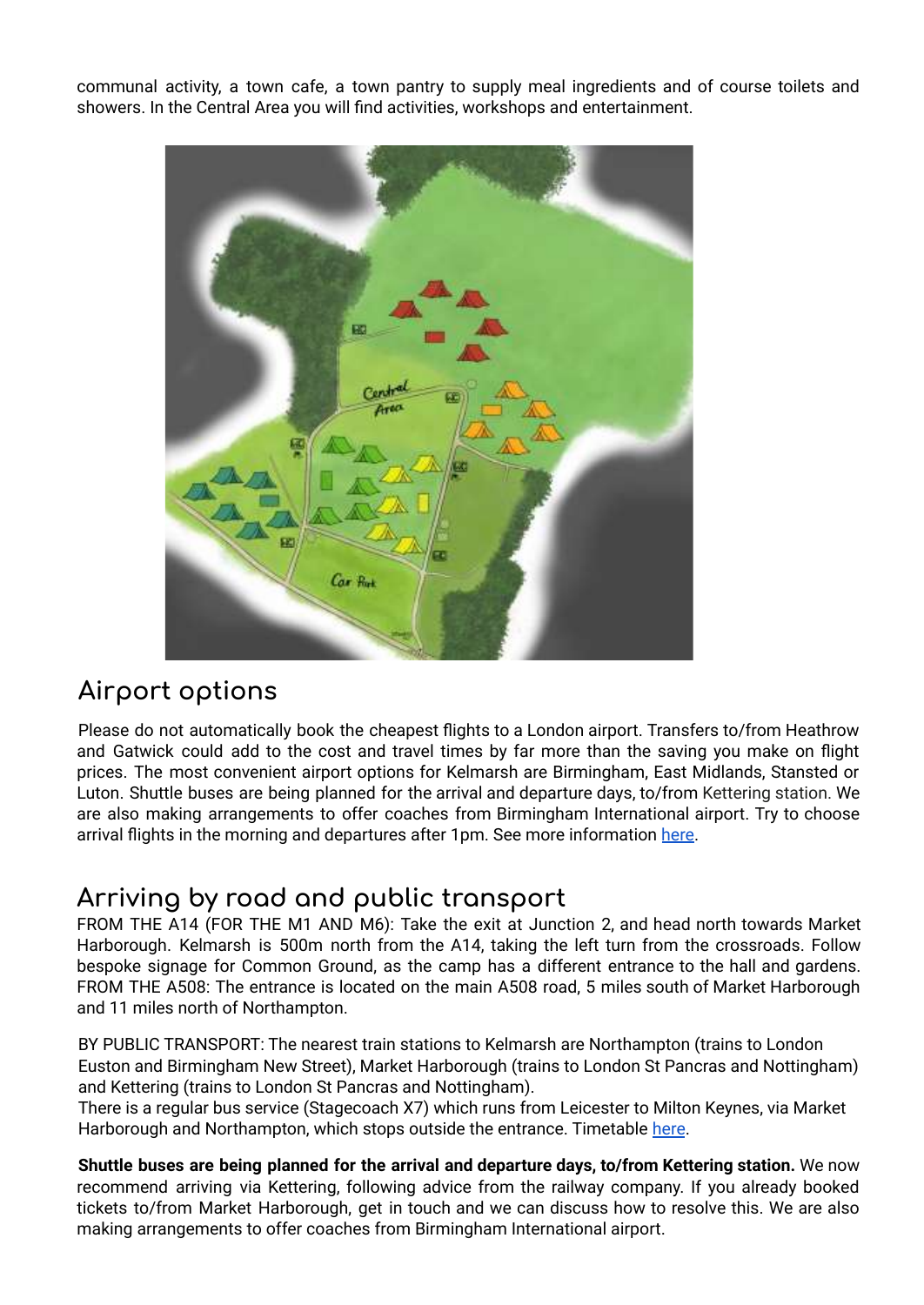communal activity, a town cafe, a town pantry to supply meal ingredients and of course toilets and showers. In the Central Area you will find activities, workshops and entertainment.

## Airport options

Please do not automatically book the cheapest flights to a London airport. Transfers to/from Heathrow and Gatwick could add to the cost and travel times by far more than the saving you make on flight prices. The most convenient airport options for Kelmarsh are Birmingham, East Midlands, Stansted or Luton. Shuttle buses are being planned for the arrival and departure days, to/from Kettering station. We are also making arrangements to offer coaches from Birmingham International airport. Try to choose arrival flights in the morning and departures after 1pm. See more information [here](#).

## Arriving by road and public transport

FROM THE A14 (FOR THE M1 AND M6): Take the exit at Junction 2, and head north towards Market Harborough. Kelmarsh is 500m north from the A14, taking the left turn from the crossroads. Follow bespoke signage for Common Ground, as the camp has a different entrance to the hall and gardens. FROM THE A508: The entrance is located on the main A508 road, 5 miles south of Market Harborough and 11 miles north of Northampton.

BY PUBLIC TRANSPORT: The nearest train stations to Kelmarsh are Northampton (trains to London Euston and Birmingham New Street), Market Harborough (trains to London St Pancras and Nottingham) and Kettering (trains to London St Pancras and Nottingham).
There is a regular bus service (Stagecoach X7) which runs from Leicester to Milton Keynes, via Market Harborough and Northampton, which stops outside the entrance. Timetable [here](#).

**Shuttle buses are being planned for the arrival and departure days, to/from Kettering station.** We now recommend arriving via Kettering, following advice from the railway company. If you already booked tickets to/from Market Harborough, get in touch and we can discuss how to resolve this. We are also making arrangements to offer coaches from Birmingham International airport.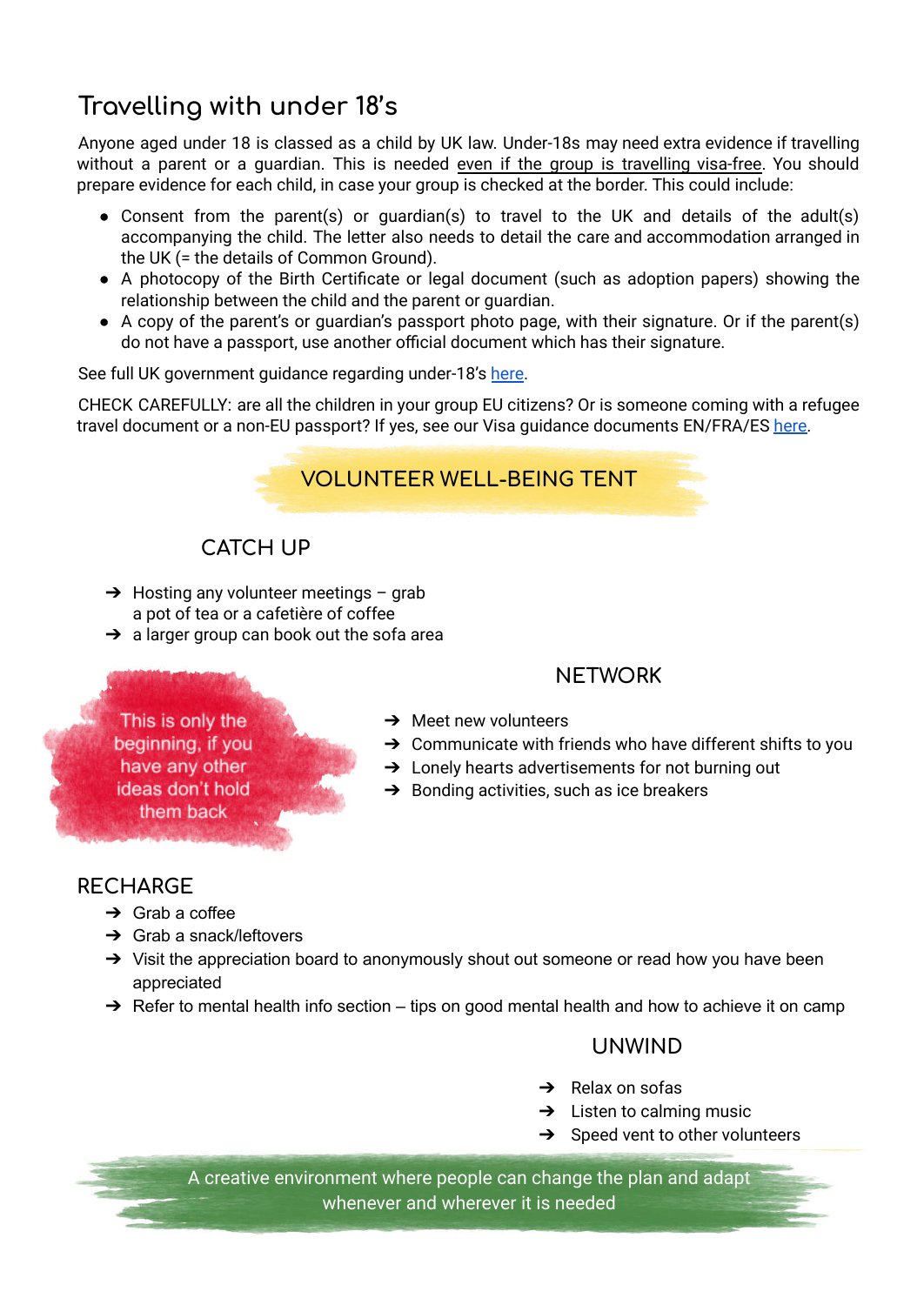## Travelling with under 18's

Anyone aged under 18 is classed as a child by UK law. Under-18s may need extra evidence if travelling without a parent or a guardian. This is needed even if the group is travelling visa-free. You should prepare evidence for each child, in case your group is checked at the border. This could include:

- Consent from the parent(s) or guardian(s) to travel to the UK and details of the adult(s) accompanying the child. The letter also needs to detail the care and accommodation arranged in the UK (= the details of Common Ground).
- A photocopy of the Birth Certificate or legal document (such as adoption papers) showing the relationship between the child and the parent or guardian.
- A copy of the parent's or guardian's passport photo page, with their signature. Or if the parent(s) do not have a passport, use another official document which has their signature.

See full UK government guidance regarding under-18's here.

CHECK CAREFULLY: are all the children in your group EU citizens? Or is someone coming with a refugee travel document or a non-EU passport? If yes, see our Visa guidance documents EN/FRA/ES here.

## VOLUNTEER WELL-BEING TENT

### CATCH UP

- ➔ Hosting any volunteer meetings – grab a pot of tea or a cafetière of coffee
- ➔ a larger group can book out the sofa area

This is only the beginning, if you have any other ideas don't hold them back

### NETWORK

- ➔ Meet new volunteers
- ➔ Communicate with friends who have different shifts to you
- ➔ Lonely hearts advertisements for not burning out
- ➔ Bonding activities, such as ice breakers

### RECHARGE

- ➔ Grab a coffee
- ➔ Grab a snack/leftovers
- ➔ Visit the appreciation board to anonymously shout out someone or read how you have been appreciated
- ➔ Refer to mental health info section – tips on good mental health and how to achieve it on camp

### UNWIND

- ➔ Relax on sofas
- ➔ Listen to calming music
- ➔ Speed vent to other volunteers

A creative environment where people can change the plan and adapt whenever and wherever it is needed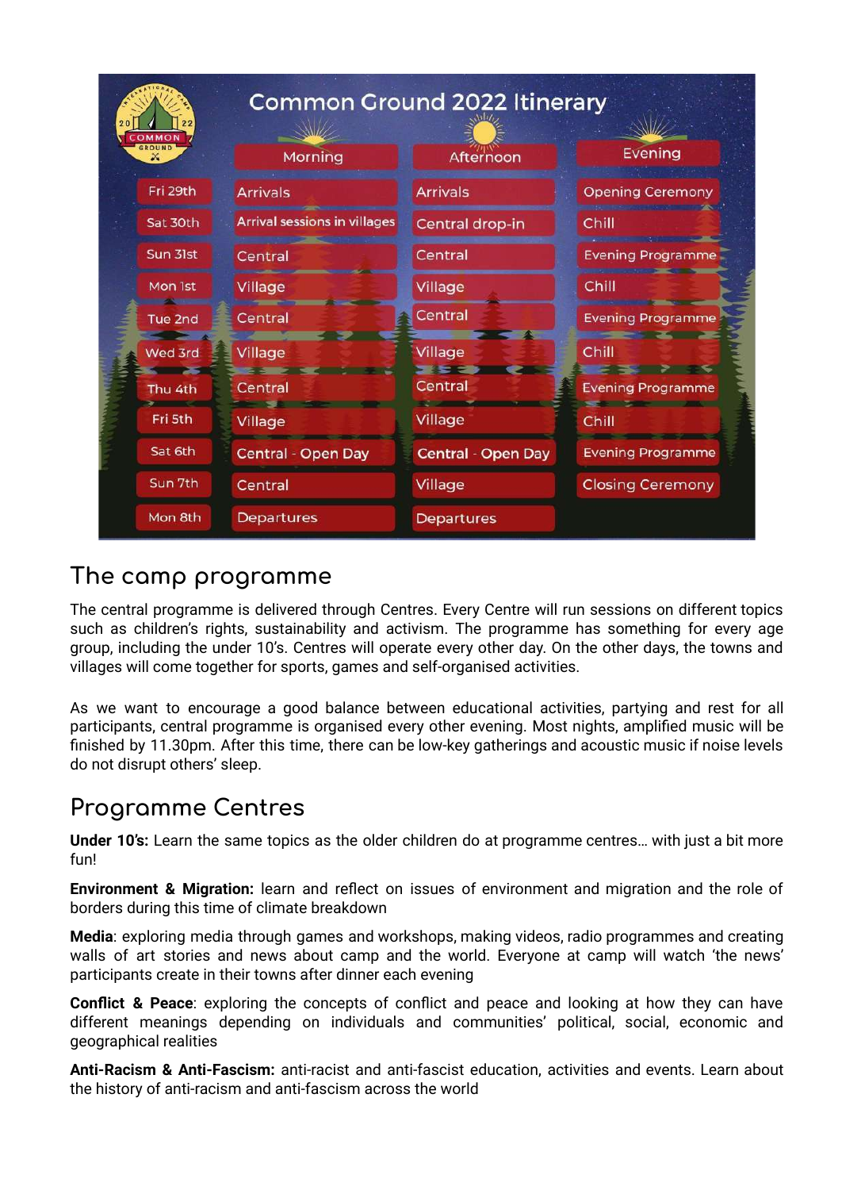## Common Ground 2022 Itinerary

| | Morning | Afternoon | Evening |
|---|---|---|---|
| Fri 29th | Arrivals | Arrivals | Opening Ceremony |
| Sat 30th | Arrival sessions in villages | Central drop-in | Chill |
| Sun 31st | Central | Central | Evening Programme |
| Mon 1st | Village | Village | Chill |
| Tue 2nd | Central | Central | Evening Programme |
| Wed 3rd | Village | Village | Chill |
| Thu 4th | Central | Central | Evening Programme |
| Fri 5th | Village | Village | Chill |
| Sat 6th | Central - Open Day | Central - Open Day | Evening Programme |
| Sun 7th | Central | Village | Closing Ceremony |
| Mon 8th | Departures | Departures | |

## The camp programme

The central programme is delivered through Centres. Every Centre will run sessions on different topics such as children's rights, sustainability and activism. The programme has something for every age group, including the under 10's. Centres will operate every other day. On the other days, the towns and villages will come together for sports, games and self-organised activities.

As we want to encourage a good balance between educational activities, partying and rest for all participants, central programme is organised every other evening. Most nights, amplified music will be finished by 11.30pm. After this time, there can be low-key gatherings and acoustic music if noise levels do not disrupt others' sleep.

## Programme Centres

**Under 10's:** Learn the same topics as the older children do at programme centres… with just a bit more fun!

**Environment & Migration:** learn and reflect on issues of environment and migration and the role of borders during this time of climate breakdown

**Media**: exploring media through games and workshops, making videos, radio programmes and creating walls of art stories and news about camp and the world. Everyone at camp will watch 'the news' participants create in their towns after dinner each evening

**Conflict & Peace**: exploring the concepts of conflict and peace and looking at how they can have different meanings depending on individuals and communities' political, social, economic and geographical realities

**Anti-Racism & Anti-Fascism:** anti-racist and anti-fascist education, activities and events. Learn about the history of anti-racism and anti-fascism across the world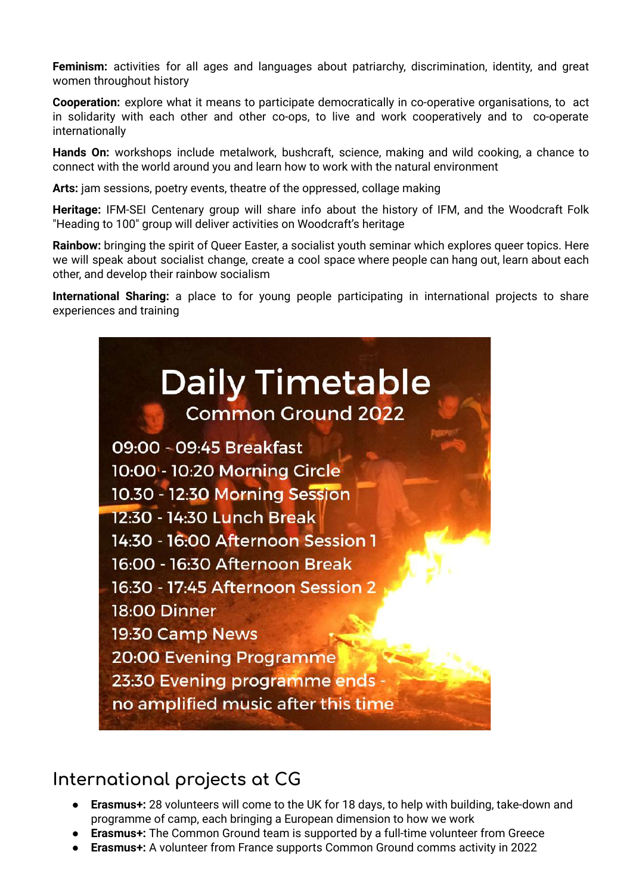**Feminism:** activities for all ages and languages about patriarchy, discrimination, identity, and great women throughout history

**Cooperation:** explore what it means to participate democratically in co-operative organisations, to act in solidarity with each other and other co-ops, to live and work cooperatively and to co-operate internationally

**Hands On:** workshops include metalwork, bushcraft, science, making and wild cooking, a chance to connect with the world around you and learn how to work with the natural environment

**Arts:** jam sessions, poetry events, theatre of the oppressed, collage making

**Heritage:** IFM-SEI Centenary group will share info about the history of IFM, and the Woodcraft Folk "Heading to 100" group will deliver activities on Woodcraft's heritage

**Rainbow:** bringing the spirit of Queer Easter, a socialist youth seminar which explores queer topics. Here we will speak about socialist change, create a cool space where people can hang out, learn about each other, and develop their rainbow socialism

**International Sharing:** a place to for young people participating in international projects to share experiences and training

# Daily Timetable

## Common Ground 2022

09:00 - 09:45 Breakfast
10:00 - 10:20 Morning Circle
10.30 - 12:30 Morning Session
12:30 - 14:30 Lunch Break
14:30 - 16:00 Afternoon Session 1
16:00 - 16:30 Afternoon Break
16:30 - 17:45 Afternoon Session 2
18:00 Dinner
19:30 Camp News
20:00 Evening Programme
23:30 Evening programme ends - no amplified music after this time

## International projects at CG

- **Erasmus+:** 28 volunteers will come to the UK for 18 days, to help with building, take-down and programme of camp, each bringing a European dimension to how we work
- **Erasmus+:** The Common Ground team is supported by a full-time volunteer from Greece
- **Erasmus+:** A volunteer from France supports Common Ground comms activity in 2022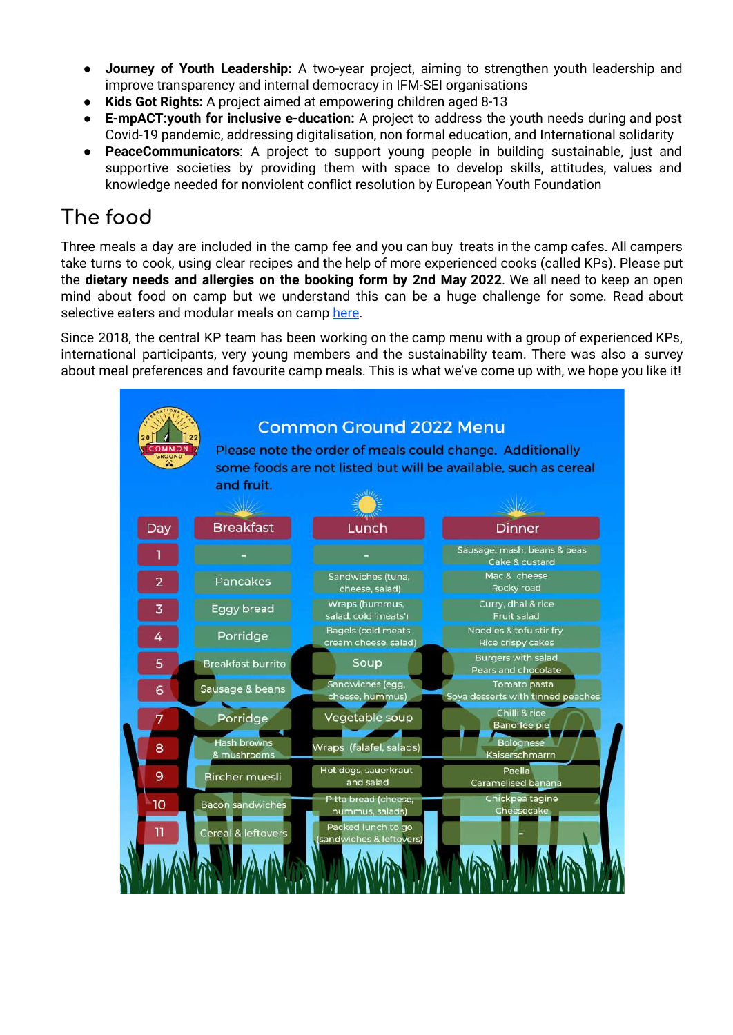- **Journey of Youth Leadership:** A two-year project, aiming to strengthen youth leadership and improve transparency and internal democracy in IFM-SEI organisations
- **Kids Got Rights:** A project aimed at empowering children aged 8-13
- **E-mpACT:youth for inclusive e-ducation:** A project to address the youth needs during and post Covid-19 pandemic, addressing digitalisation, non formal education, and International solidarity
- **PeaceCommunicators**: A project to support young people in building sustainable, just and supportive societies by providing them with space to develop skills, attitudes, values and knowledge needed for nonviolent conflict resolution by European Youth Foundation

## The food

Three meals a day are included in the camp fee and you can buy treats in the camp cafes. All campers take turns to cook, using clear recipes and the help of more experienced cooks (called KPs). Please put the **dietary needs and allergies on the booking form by 2nd May 2022**. We all need to keep an open mind about food on camp but we understand this can be a huge challenge for some. Read about selective eaters and modular meals on camp here.

Since 2018, the central KP team has been working on the camp menu with a group of experienced KPs, international participants, very young members and the sustainability team. There was also a survey about meal preferences and favourite camp meals. This is what we've come up with, we hope you like it!

### Common Ground 2022 Menu

Please note the order of meals could change. Additionally some foods are not listed but will be available, such as cereal and fruit.

| Day | Breakfast | Lunch | Dinner |
|---|---|---|---|
| 1 | - | - | Sausage, mash, beans & peas<br>Cake & custard |
| 2 | Pancakes | Sandwiches (tuna, cheese, salad) | Mac & cheese<br>Rocky road |
| 3 | Eggy bread | Wraps (hummus, salad, cold 'meats') | Curry, dhal & rice<br>Fruit salad |
| 4 | Porridge | Bagels (cold meats, cream cheese, salad) | Noodles & tofu stir fry<br>Rice crispy cakes |
| 5 | Breakfast burrito | Soup | Burgers with salad<br>Pears and chocolate |
| 6 | Sausage & beans | Sandwiches (egg, cheese, hummus) | Tomato pasta<br>Soya desserts with tinned peaches |
| 7 | Porridge | Vegetable soup | Chilli & rice<br>Banoffee pie |
| 8 | Hash browns & mushrooms | Wraps (falafel, salads) | Bolognese<br>Kaiserschmarrn |
| 9 | Bircher muesli | Hot dogs, sauerkraut and salad | Paella<br>Caramelised banana |
| 10 | Bacon sandwiches | Pitta bread (cheese, hummus, salads) | Chickpea tagine<br>Cheesecake |
| 11 | Cereal & leftovers | Packed lunch to go (sandwiches & leftovers) | - |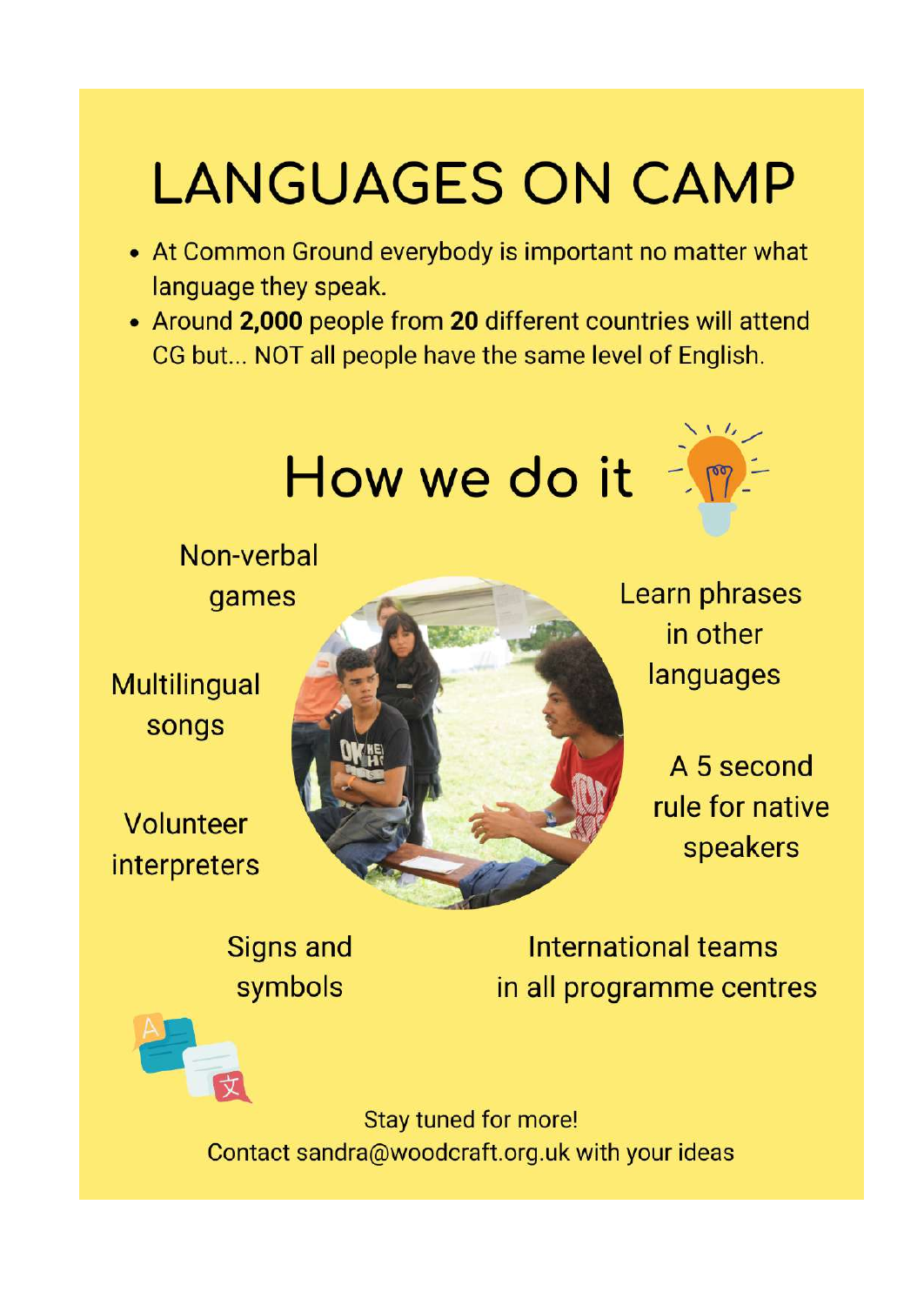# LANGUAGES ON CAMP

- At Common Ground everybody is important no matter what language they speak.
- Around **2,000** people from **20** different countries will attend CG but... NOT all people have the same level of English.

## How we do it

- Non-verbal games
- Multilingual songs
- Volunteer interpreters
- Signs and symbols
- Learn phrases in other languages
- A 5 second rule for native speakers
- International teams in all programme centres

Stay tuned for more!
Contact sandra@woodcraft.org.uk with your ideas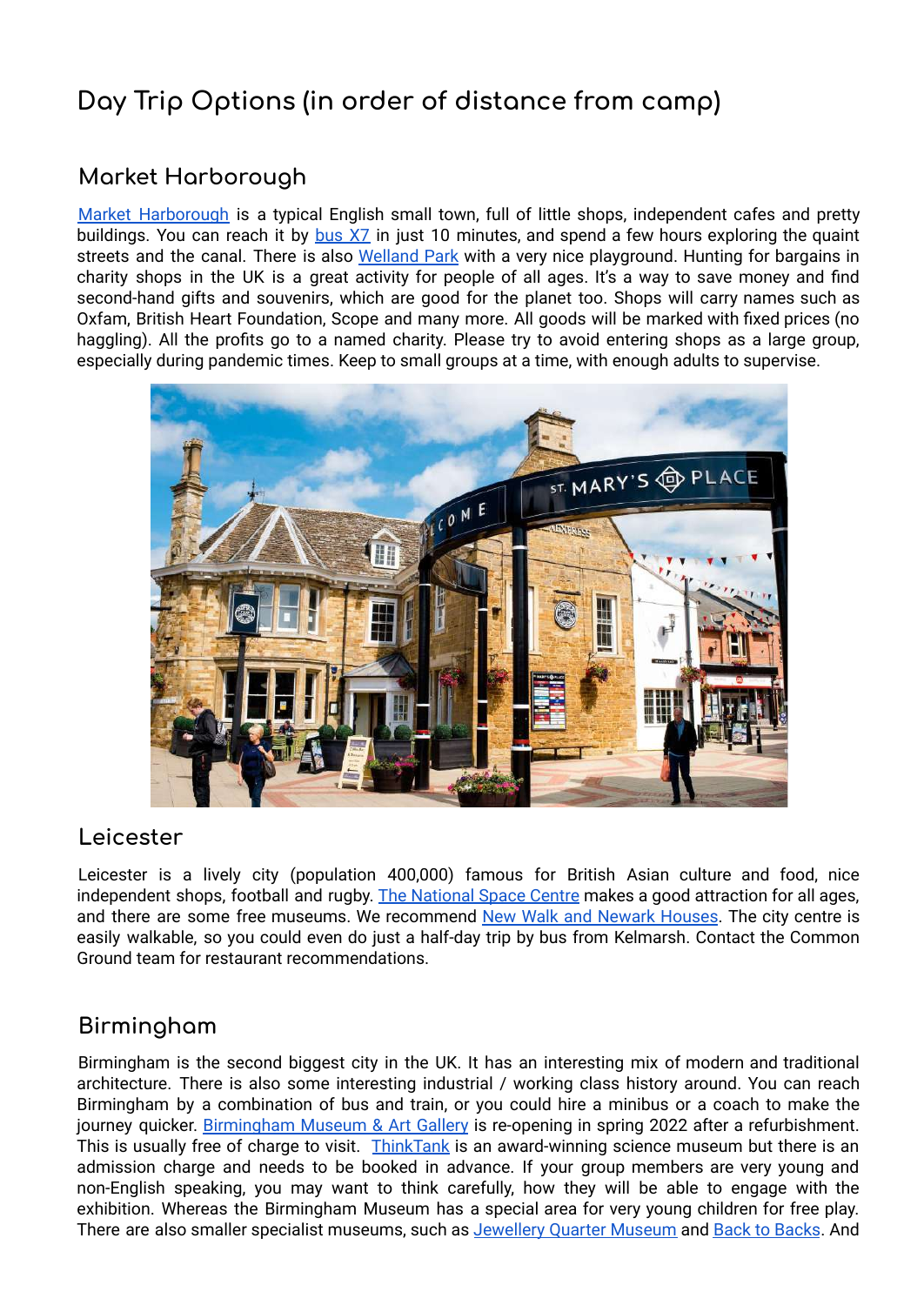# Day Trip Options (in order of distance from camp)

## Market Harborough

Market Harborough is a typical English small town, full of little shops, independent cafes and pretty buildings. You can reach it by bus X7 in just 10 minutes, and spend a few hours exploring the quaint streets and the canal. There is also Welland Park with a very nice playground. Hunting for bargains in charity shops in the UK is a great activity for people of all ages. It's a way to save money and find second-hand gifts and souvenirs, which are good for the planet too. Shops will carry names such as Oxfam, British Heart Foundation, Scope and many more. All goods will be marked with fixed prices (no haggling). All the profits go to a named charity. Please try to avoid entering shops as a large group, especially during pandemic times. Keep to small groups at a time, with enough adults to supervise.

## Leicester

Leicester is a lively city (population 400,000) famous for British Asian culture and food, nice independent shops, football and rugby. The National Space Centre makes a good attraction for all ages, and there are some free museums. We recommend New Walk and Newark Houses. The city centre is easily walkable, so you could even do just a half-day trip by bus from Kelmarsh. Contact the Common Ground team for restaurant recommendations.

## Birmingham

Birmingham is the second biggest city in the UK. It has an interesting mix of modern and traditional architecture. There is also some interesting industrial / working class history around. You can reach Birmingham by a combination of bus and train, or you could hire a minibus or a coach to make the journey quicker. Birmingham Museum & Art Gallery is re-opening in spring 2022 after a refurbishment. This is usually free of charge to visit. ThinkTank is an award-winning science museum but there is an admission charge and needs to be booked in advance. If your group members are very young and non-English speaking, you may want to think carefully, how they will be able to engage with the exhibition. Whereas the Birmingham Museum has a special area for very young children for free play. There are also smaller specialist museums, such as Jewellery Quarter Museum and Back to Backs. And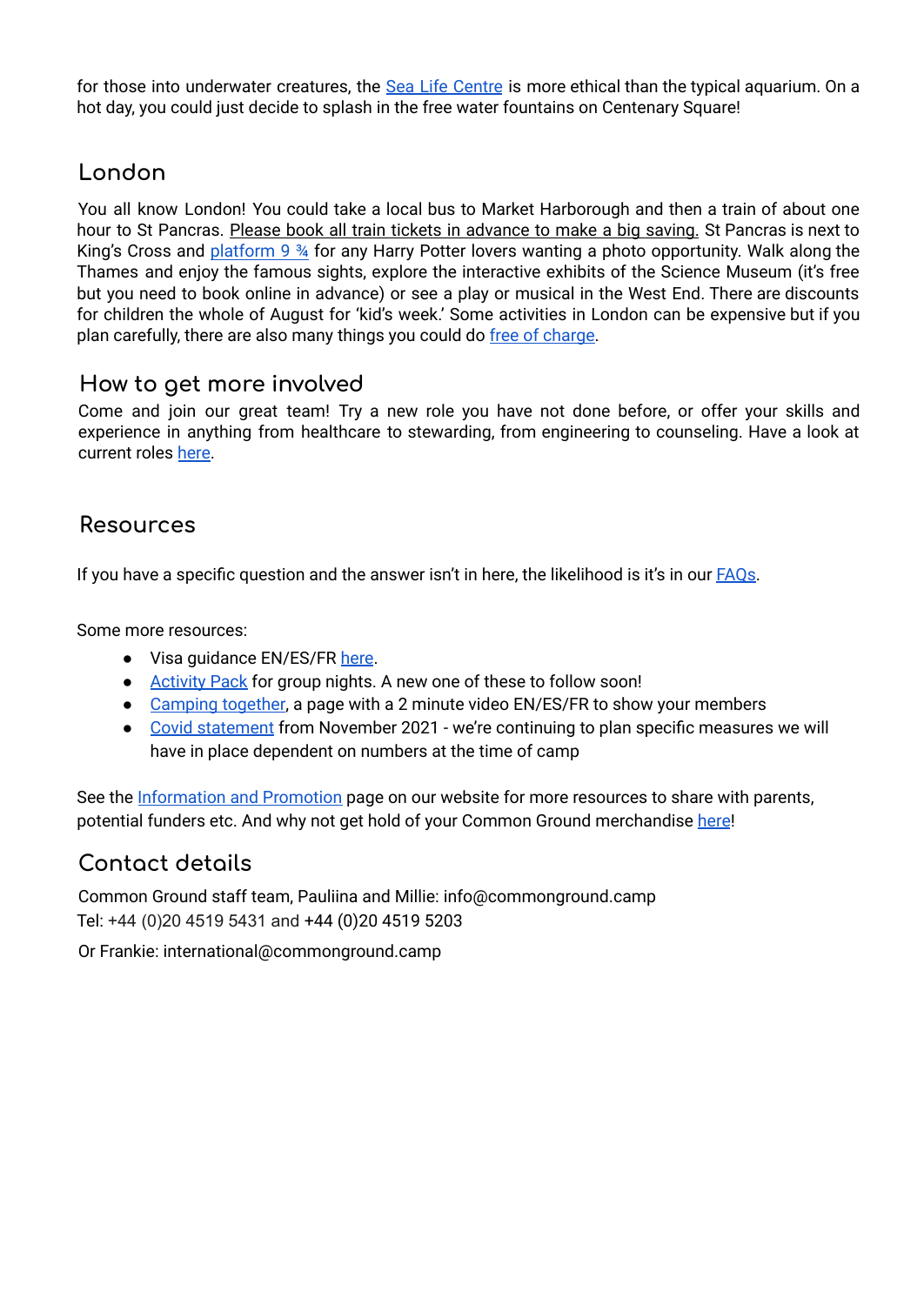for those into underwater creatures, the Sea Life Centre is more ethical than the typical aquarium. On a hot day, you could just decide to splash in the free water fountains on Centenary Square!

## London

You all know London! You could take a local bus to Market Harborough and then a train of about one hour to St Pancras. Please book all train tickets in advance to make a big saving. St Pancras is next to King's Cross and platform 9 ¾ for any Harry Potter lovers wanting a photo opportunity. Walk along the Thames and enjoy the famous sights, explore the interactive exhibits of the Science Museum (it's free but you need to book online in advance) or see a play or musical in the West End. There are discounts for children the whole of August for 'kid's week.' Some activities in London can be expensive but if you plan carefully, there are also many things you could do free of charge.

## How to get more involved

Come and join our great team! Try a new role you have not done before, or offer your skills and experience in anything from healthcare to stewarding, from engineering to counseling. Have a look at current roles here.

## Resources

If you have a specific question and the answer isn't in here, the likelihood is it's in our FAQs.

Some more resources:

- Visa guidance EN/ES/FR here.
- Activity Pack for group nights. A new one of these to follow soon!
- Camping together, a page with a 2 minute video EN/ES/FR to show your members
- Covid statement from November 2021 - we're continuing to plan specific measures we will have in place dependent on numbers at the time of camp

See the Information and Promotion page on our website for more resources to share with parents, potential funders etc. And why not get hold of your Common Ground merchandise here!

## Contact details

Common Ground staff team, Pauliina and Millie: info@commonground.camp
Tel: +44 (0)20 4519 5431 and +44 (0)20 4519 5203

Or Frankie: international@commonground.camp